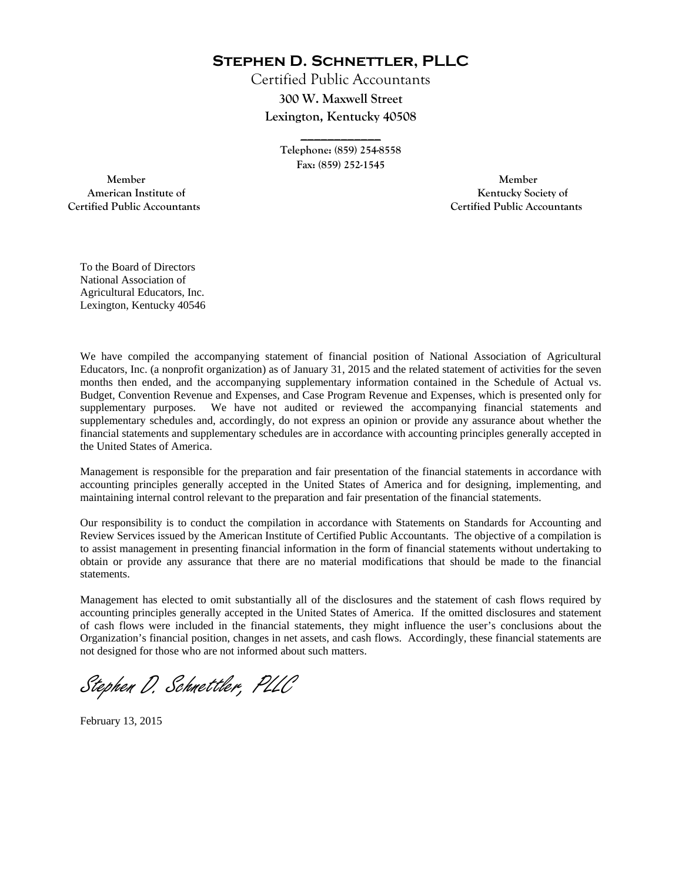# Stephen D. Schnettler, PLLC

Certified Public Accountants
**300 W. Maxwell Street**
**Lexington, Kentucky 40508**

**Telephone: (859) 254-8558**
**Fax: (859) 252-1545**

**Member**
**American Institute of**
**Certified Public Accountants**

**Member**
**Kentucky Society of**
**Certified Public Accountants**

To the Board of Directors
National Association of
Agricultural Educators, Inc.
Lexington, Kentucky 40546

We have compiled the accompanying statement of financial position of National Association of Agricultural Educators, Inc. (a nonprofit organization) as of January 31, 2015 and the related statement of activities for the seven months then ended, and the accompanying supplementary information contained in the Schedule of Actual vs. Budget, Convention Revenue and Expenses, and Case Program Revenue and Expenses, which is presented only for supplementary purposes. We have not audited or reviewed the accompanying financial statements and supplementary schedules and, accordingly, do not express an opinion or provide any assurance about whether the financial statements and supplementary schedules are in accordance with accounting principles generally accepted in the United States of America.

Management is responsible for the preparation and fair presentation of the financial statements in accordance with accounting principles generally accepted in the United States of America and for designing, implementing, and maintaining internal control relevant to the preparation and fair presentation of the financial statements.

Our responsibility is to conduct the compilation in accordance with Statements on Standards for Accounting and Review Services issued by the American Institute of Certified Public Accountants. The objective of a compilation is to assist management in presenting financial information in the form of financial statements without undertaking to obtain or provide any assurance that there are no material modifications that should be made to the financial statements.

Management has elected to omit substantially all of the disclosures and the statement of cash flows required by accounting principles generally accepted in the United States of America. If the omitted disclosures and statement of cash flows were included in the financial statements, they might influence the user's conclusions about the Organization's financial position, changes in net assets, and cash flows. Accordingly, these financial statements are not designed for those who are not informed about such matters.

*Stephen D. Schnettler, PLLC*

February 13, 2015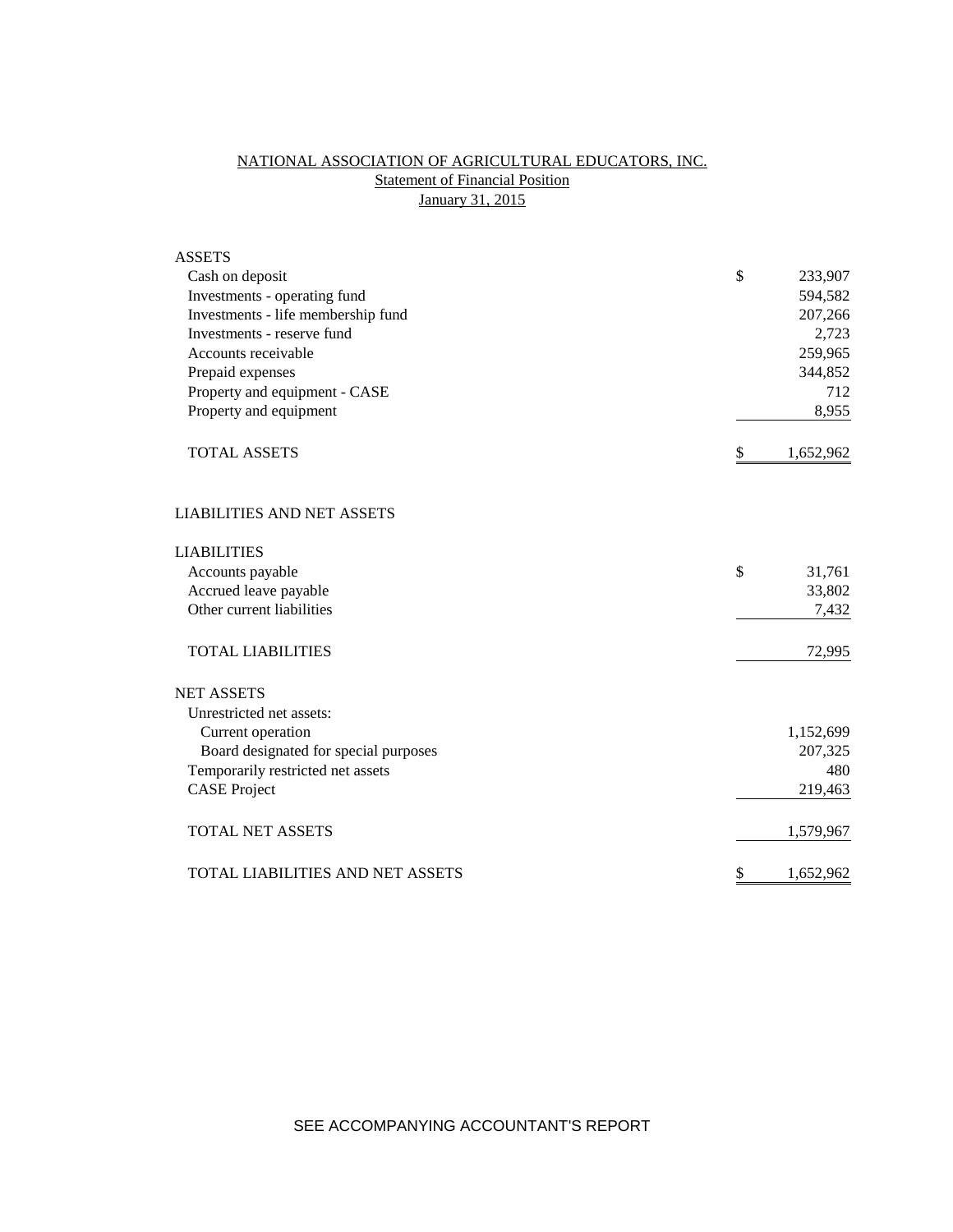# NATIONAL ASSOCIATION OF AGRICULTURAL EDUCATORS, INC.

## Statement of Financial Position

### January 31, 2015

| | | |
|---|---|---|
| **ASSETS** | | |
| Cash on deposit | $ | 233,907 |
| Investments - operating fund | | 594,582 |
| Investments - life membership fund | | 207,266 |
| Investments - reserve fund | | 2,723 |
| Accounts receivable | | 259,965 |
| Prepaid expenses | | 344,852 |
| Property and equipment - CASE | | 712 |
| Property and equipment | | 8,955 |
| TOTAL ASSETS | $ | 1,652,962 |
| | | |
| **LIABILITIES AND NET ASSETS** | | |
| | | |
| **LIABILITIES** | | |
| Accounts payable | $ | 31,761 |
| Accrued leave payable | | 33,802 |
| Other current liabilities | | 7,432 |
| TOTAL LIABILITIES | | 72,995 |
| | | |
| **NET ASSETS** | | |
| Unrestricted net assets: | | |
| Current operation | | 1,152,699 |
| Board designated for special purposes | | 207,325 |
| Temporarily restricted net assets | | 480 |
| CASE Project | | 219,463 |
| TOTAL NET ASSETS | | 1,579,967 |
| | | |
| TOTAL LIABILITIES AND NET ASSETS | $ | 1,652,962 |

SEE ACCOMPANYING ACCOUNTANT'S REPORT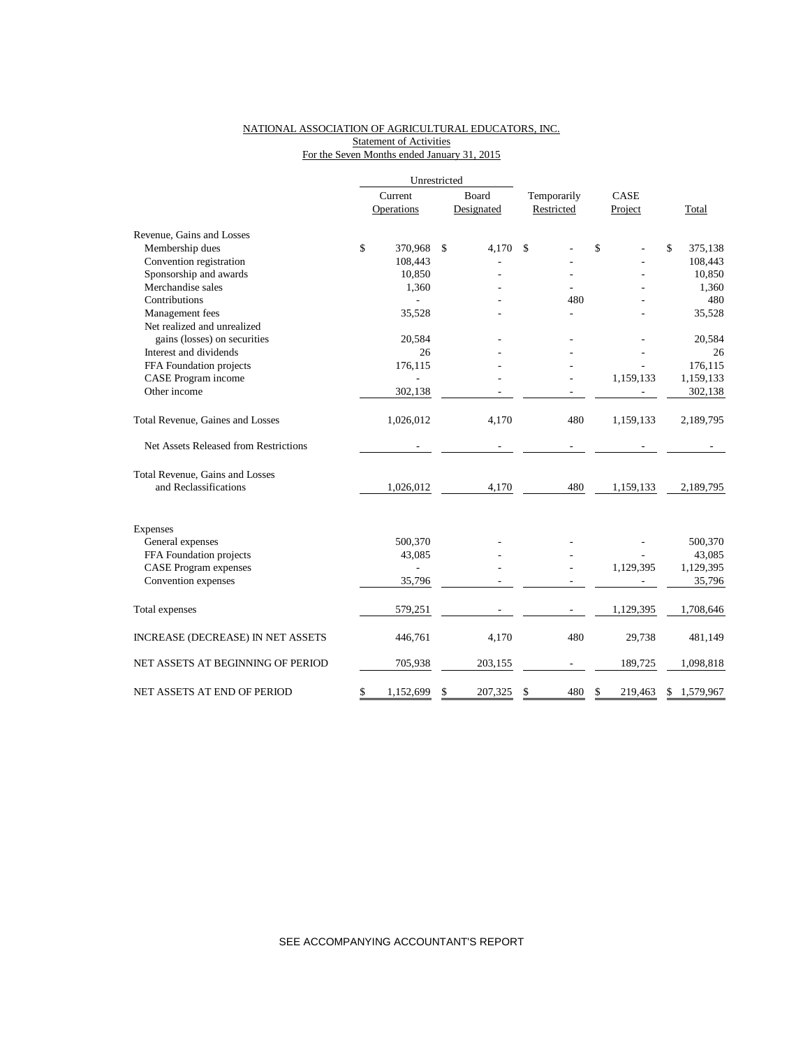NATIONAL ASSOCIATION OF AGRICULTURAL EDUCATORS, INC.
Statement of Activities
For the Seven Months ended January 31, 2015

| | Unrestricted | | | | |
|---|---|---|---|---|---|
| | Current Operations | Board Designated | Temporarily Restricted | CASE Project | Total |
| Revenue, Gains and Losses | | | | | |
| Membership dues | $ 370,968 | $ 4,170 | $ - | $ - | $ 375,138 |
| Convention registration | 108,443 | - | - | - | 108,443 |
| Sponsorship and awards | 10,850 | - | - | - | 10,850 |
| Merchandise sales | 1,360 | - | - | - | 1,360 |
| Contributions | - | - | 480 | - | 480 |
| Management fees | 35,528 | - | - | - | 35,528 |
| Net realized and unrealized gains (losses) on securities | 20,584 | - | - | - | 20,584 |
| Interest and dividends | 26 | - | - | - | 26 |
| FFA Foundation projects | 176,115 | - | - | - | 176,115 |
| CASE Program income | - | - | - | 1,159,133 | 1,159,133 |
| Other income | 302,138 | - | - | - | 302,138 |
| Total Revenue, Gaines and Losses | 1,026,012 | 4,170 | 480 | 1,159,133 | 2,189,795 |
| Net Assets Released from Restrictions | - | - | - | - | - |
| Total Revenue, Gains and Losses and Reclassifications | 1,026,012 | 4,170 | 480 | 1,159,133 | 2,189,795 |
| Expenses | | | | | |
| General expenses | 500,370 | - | - | - | 500,370 |
| FFA Foundation projects | 43,085 | - | - | - | 43,085 |
| CASE Program expenses | - | - | - | 1,129,395 | 1,129,395 |
| Convention expenses | 35,796 | - | - | - | 35,796 |
| Total expenses | 579,251 | - | - | 1,129,395 | 1,708,646 |
| INCREASE (DECREASE) IN NET ASSETS | 446,761 | 4,170 | 480 | 29,738 | 481,149 |
| NET ASSETS AT BEGINNING OF PERIOD | 705,938 | 203,155 | - | 189,725 | 1,098,818 |
| NET ASSETS AT END OF PERIOD | $ 1,152,699 | $ 207,325 | $ 480 | $ 219,463 | $ 1,579,967 |

SEE ACCOMPANYING ACCOUNTANT'S REPORT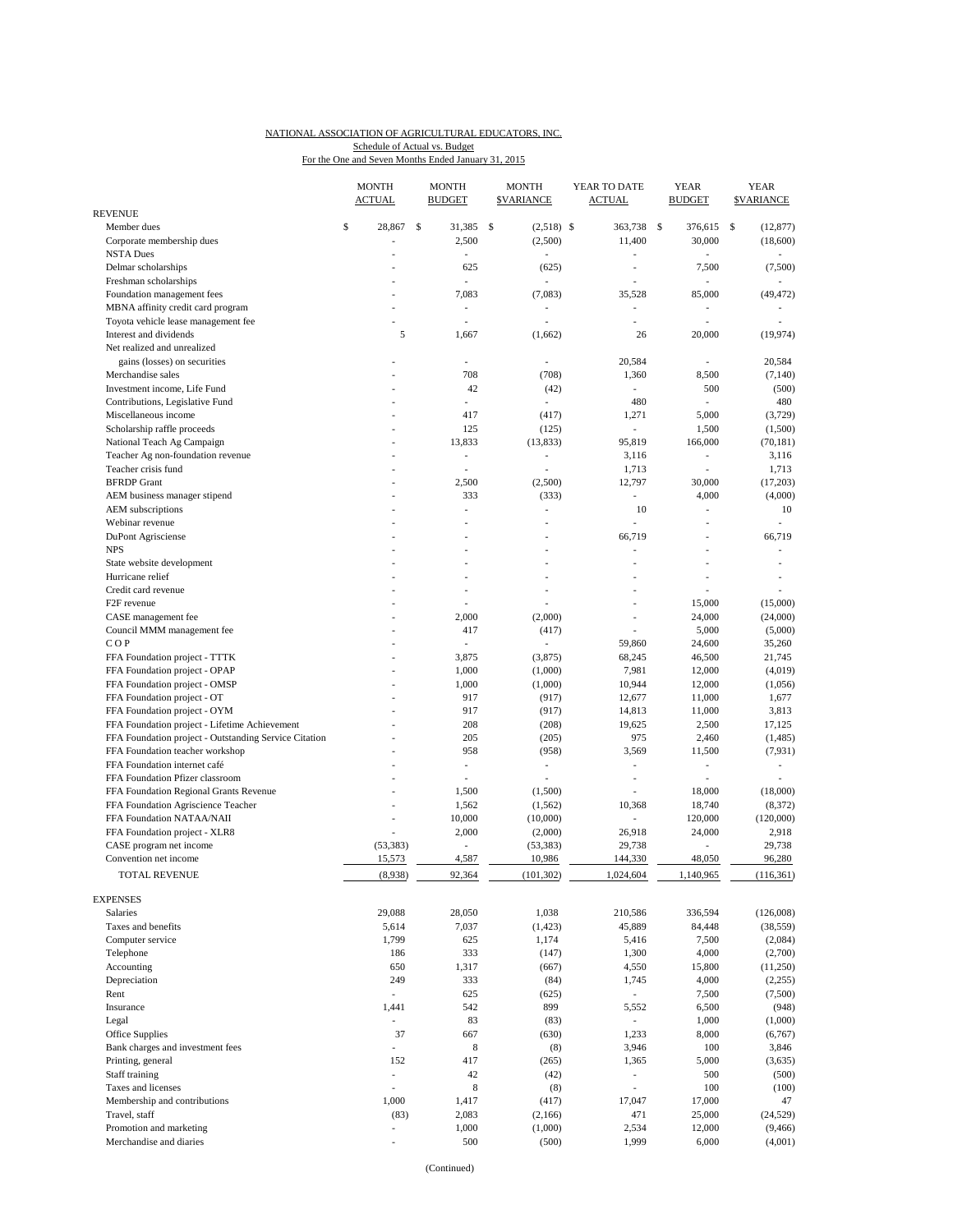NATIONAL ASSOCIATION OF AGRICULTURAL EDUCATORS, INC.
Schedule of Actual vs. Budget
For the One and Seven Months Ended January 31, 2015

| | MONTH ACTUAL | MONTH BUDGET | MONTH $VARIANCE | YEAR TO DATE ACTUAL | YEAR BUDGET | YEAR $VARIANCE |
|---|---|---|---|---|---|---|
| REVENUE | | | | | | |
| Member dues | $ 28,867 | $ 31,385 | $ (2,518) | $ 363,738 | $ 376,615 | $ (12,877) |
| Corporate membership dues | - | 2,500 | (2,500) | 11,400 | 30,000 | (18,600) |
| NSTA Dues | - | - | - | - | - | - |
| Delmar scholarships | - | 625 | (625) | - | 7,500 | (7,500) |
| Freshman scholarships | - | - | - | - | - | - |
| Foundation management fees | - | 7,083 | (7,083) | 35,528 | 85,000 | (49,472) |
| MBNA affinity credit card program | - | - | - | - | - | - |
| Toyota vehicle lease management fee | - | - | - | - | - | - |
| Interest and dividends | 5 | 1,667 | (1,662) | 26 | 20,000 | (19,974) |
| Net realized and unrealized gains (losses) on securities | - | - | - | 20,584 | - | 20,584 |
| Merchandise sales | - | 708 | (708) | 1,360 | 8,500 | (7,140) |
| Investment income, Life Fund | - | 42 | (42) | - | 500 | (500) |
| Contributions, Legislative Fund | - | - | - | 480 | - | 480 |
| Miscellaneous income | - | 417 | (417) | 1,271 | 5,000 | (3,729) |
| Scholarship raffle proceeds | - | 125 | (125) | - | 1,500 | (1,500) |
| National Teach Ag Campaign | - | 13,833 | (13,833) | 95,819 | 166,000 | (70,181) |
| Teacher Ag non-foundation revenue | - | - | - | 3,116 | - | 3,116 |
| Teacher crisis fund | - | - | - | 1,713 | - | 1,713 |
| BFRDP Grant | - | 2,500 | (2,500) | 12,797 | 30,000 | (17,203) |
| AEM business manager stipend | - | 333 | (333) | - | 4,000 | (4,000) |
| AEM subscriptions | - | - | - | 10 | - | 10 |
| Webinar revenue | - | - | - | - | - | - |
| DuPont Agrisciense | - | - | - | 66,719 | - | 66,719 |
| NPS | - | - | - | - | - | - |
| State website development | - | - | - | - | - | - |
| Hurricane relief | - | - | - | - | - | - |
| Credit card revenue | - | - | - | - | - | - |
| F2F revenue | - | - | - | - | 15,000 | (15,000) |
| CASE management fee | - | 2,000 | (2,000) | - | 24,000 | (24,000) |
| Council MMM management fee | - | 417 | (417) | - | 5,000 | (5,000) |
| C O P | - | - | - | 59,860 | 24,600 | 35,260 |
| FFA Foundation project - TTTK | - | 3,875 | (3,875) | 68,245 | 46,500 | 21,745 |
| FFA Foundation project - OPAP | - | 1,000 | (1,000) | 7,981 | 12,000 | (4,019) |
| FFA Foundation project - OMSP | - | 1,000 | (1,000) | 10,944 | 12,000 | (1,056) |
| FFA Foundation project - OT | - | 917 | (917) | 12,677 | 11,000 | 1,677 |
| FFA Foundation project - OYM | - | 917 | (917) | 14,813 | 11,000 | 3,813 |
| FFA Foundation project - Lifetime Achievement | - | 208 | (208) | 19,625 | 2,500 | 17,125 |
| FFA Foundation project - Outstanding Service Citation | - | 205 | (205) | 975 | 2,460 | (1,485) |
| FFA Foundation teacher workshop | - | 958 | (958) | 3,569 | 11,500 | (7,931) |
| FFA Foundation internet café | - | - | - | - | - | - |
| FFA Foundation Pfizer classroom | - | - | - | - | - | - |
| FFA Foundation Regional Grants Revenue | - | 1,500 | (1,500) | - | 18,000 | (18,000) |
| FFA Foundation Agriscience Teacher | - | 1,562 | (1,562) | 10,368 | 18,740 | (8,372) |
| FFA Foundation NATAA/NAII | - | 10,000 | (10,000) | - | 120,000 | (120,000) |
| FFA Foundation project - XLR8 | - | 2,000 | (2,000) | 26,918 | 24,000 | 2,918 |
| CASE program net income | (53,383) | - | (53,383) | 29,738 | - | 29,738 |
| Convention net income | 15,573 | 4,587 | 10,986 | 144,330 | 48,050 | 96,280 |
| TOTAL REVENUE | (8,938) | 92,364 | (101,302) | 1,024,604 | 1,140,965 | (116,361) |
| EXPENSES | | | | | | |
| Salaries | 29,088 | 28,050 | 1,038 | 210,586 | 336,594 | (126,008) |
| Taxes and benefits | 5,614 | 7,037 | (1,423) | 45,889 | 84,448 | (38,559) |
| Computer service | 1,799 | 625 | 1,174 | 5,416 | 7,500 | (2,084) |
| Telephone | 186 | 333 | (147) | 1,300 | 4,000 | (2,700) |
| Accounting | 650 | 1,317 | (667) | 4,550 | 15,800 | (11,250) |
| Depreciation | 249 | 333 | (84) | 1,745 | 4,000 | (2,255) |
| Rent | - | 625 | (625) | - | 7,500 | (7,500) |
| Insurance | 1,441 | 542 | 899 | 5,552 | 6,500 | (948) |
| Legal | - | 83 | (83) | - | 1,000 | (1,000) |
| Office Supplies | 37 | 667 | (630) | 1,233 | 8,000 | (6,767) |
| Bank charges and investment fees | - | 8 | (8) | 3,946 | 100 | 3,846 |
| Printing, general | 152 | 417 | (265) | 1,365 | 5,000 | (3,635) |
| Staff training | - | 42 | (42) | - | 500 | (500) |
| Taxes and licenses | - | 8 | (8) | - | 100 | (100) |
| Membership and contributions | 1,000 | 1,417 | (417) | 17,047 | 17,000 | 47 |
| Travel, staff | (83) | 2,083 | (2,166) | 471 | 25,000 | (24,529) |
| Promotion and marketing | - | 1,000 | (1,000) | 2,534 | 12,000 | (9,466) |
| Merchandise and diaries | - | 500 | (500) | 1,999 | 6,000 | (4,001) |

(Continued)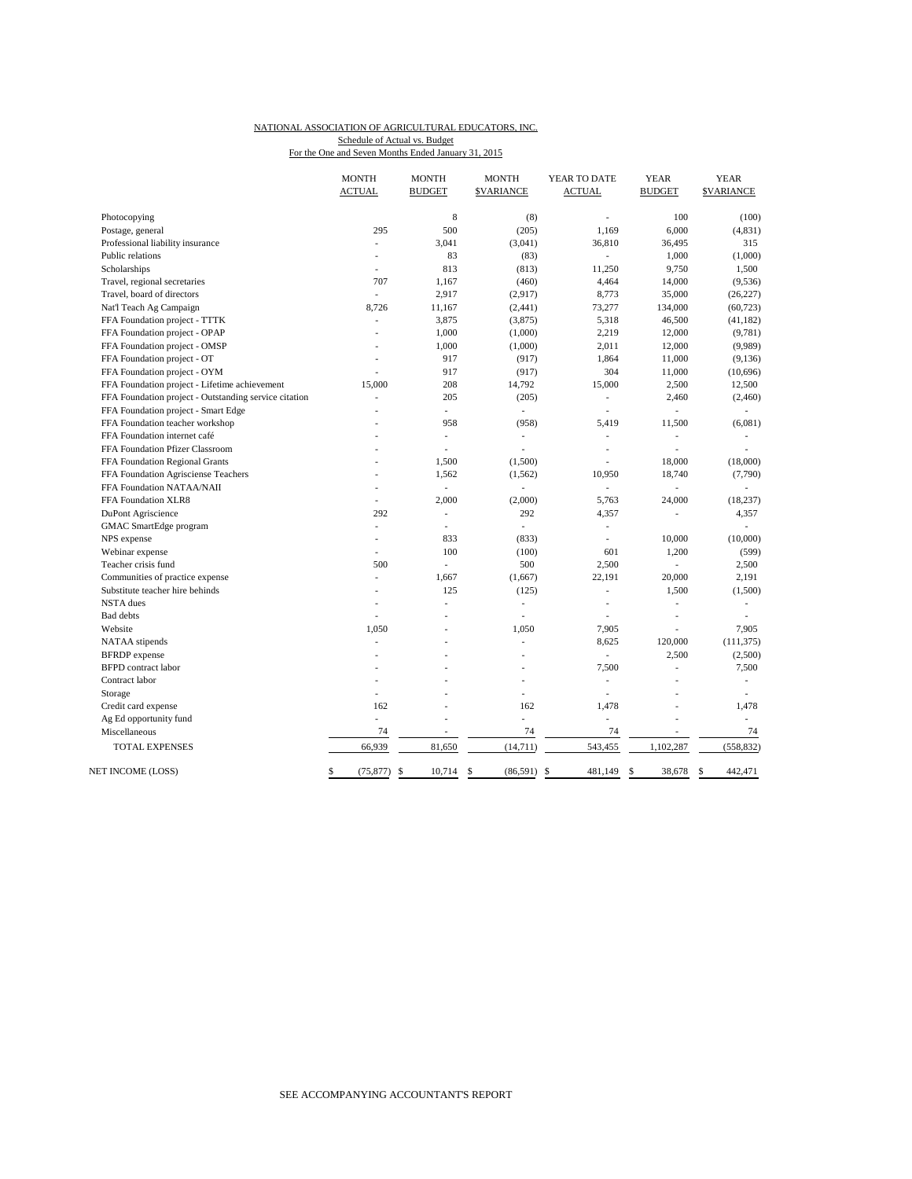NATIONAL ASSOCIATION OF AGRICULTURAL EDUCATORS, INC.
Schedule of Actual vs. Budget
For the One and Seven Months Ended January 31, 2015

| | MONTH ACTUAL | MONTH BUDGET | MONTH $VARIANCE | YEAR TO DATE ACTUAL | YEAR BUDGET | YEAR $VARIANCE |
|---|---|---|---|---|---|---|
| Photocopying | | 8 | (8) | - | 100 | (100) |
| Postage, general | 295 | 500 | (205) | 1,169 | 6,000 | (4,831) |
| Professional liability insurance | - | 3,041 | (3,041) | 36,810 | 36,495 | 315 |
| Public relations | - | 83 | (83) | - | 1,000 | (1,000) |
| Scholarships | - | 813 | (813) | 11,250 | 9,750 | 1,500 |
| Travel, regional secretaries | 707 | 1,167 | (460) | 4,464 | 14,000 | (9,536) |
| Travel, board of directors | - | 2,917 | (2,917) | 8,773 | 35,000 | (26,227) |
| Nat'l Teach Ag Campaign | 8,726 | 11,167 | (2,441) | 73,277 | 134,000 | (60,723) |
| FFA Foundation project - TTTK | - | 3,875 | (3,875) | 5,318 | 46,500 | (41,182) |
| FFA Foundation project - OPAP | - | 1,000 | (1,000) | 2,219 | 12,000 | (9,781) |
| FFA Foundation project - OMSP | - | 1,000 | (1,000) | 2,011 | 12,000 | (9,989) |
| FFA Foundation project - OT | - | 917 | (917) | 1,864 | 11,000 | (9,136) |
| FFA Foundation project - OYM | - | 917 | (917) | 304 | 11,000 | (10,696) |
| FFA Foundation project - Lifetime achievement | 15,000 | 208 | 14,792 | 15,000 | 2,500 | 12,500 |
| FFA Foundation project - Outstanding service citation | - | 205 | (205) | - | 2,460 | (2,460) |
| FFA Foundation project - Smart Edge | - | - | - | - | - | - |
| FFA Foundation teacher workshop | - | 958 | (958) | 5,419 | 11,500 | (6,081) |
| FFA Foundation internet café | - | - | - | - | - | - |
| FFA Foundation Pfizer Classroom | - | - | - | - | - | - |
| FFA Foundation Regional Grants | - | 1,500 | (1,500) | - | 18,000 | (18,000) |
| FFA Foundation Agrisciense Teachers | - | 1,562 | (1,562) | 10,950 | 18,740 | (7,790) |
| FFA Foundation NATAA/NAII | - | - | - | - | - | - |
| FFA Foundation XLR8 | - | 2,000 | (2,000) | 5,763 | 24,000 | (18,237) |
| DuPont Agriscience | 292 | - | 292 | 4,357 | - | 4,357 |
| GMAC SmartEdge program | - | - | - | - | | - |
| NPS expense | - | 833 | (833) | - | 10,000 | (10,000) |
| Webinar expense | - | 100 | (100) | 601 | 1,200 | (599) |
| Teacher crisis fund | 500 | - | 500 | 2,500 | - | 2,500 |
| Communities of practice expense | - | 1,667 | (1,667) | 22,191 | 20,000 | 2,191 |
| Substitute teacher hire behinds | - | 125 | (125) | - | 1,500 | (1,500) |
| NSTA dues | - | - | - | - | - | - |
| Bad debts | - | - | - | - | - | - |
| Website | 1,050 | - | 1,050 | 7,905 | - | 7,905 |
| NATAA stipends | - | - | - | 8,625 | 120,000 | (111,375) |
| BFRDP expense | - | - | - | - | 2,500 | (2,500) |
| BFPD contract labor | - | - | - | 7,500 | - | 7,500 |
| Contract labor | - | - | - | - | - | - |
| Storage | - | - | - | - | - | - |
| Credit card expense | 162 | - | 162 | 1,478 | - | 1,478 |
| Ag Ed opportunity fund | - | - | - | - | - | - |
| Miscellaneous | 74 | - | 74 | 74 | - | 74 |
| TOTAL EXPENSES | 66,939 | 81,650 | (14,711) | 543,455 | 1,102,287 | (558,832) |
| NET INCOME (LOSS) | $ (75,877) | $ 10,714 | $ (86,591) | $ 481,149 | $ 38,678 | $ 442,471 |

SEE ACCOMPANYING ACCOUNTANT'S REPORT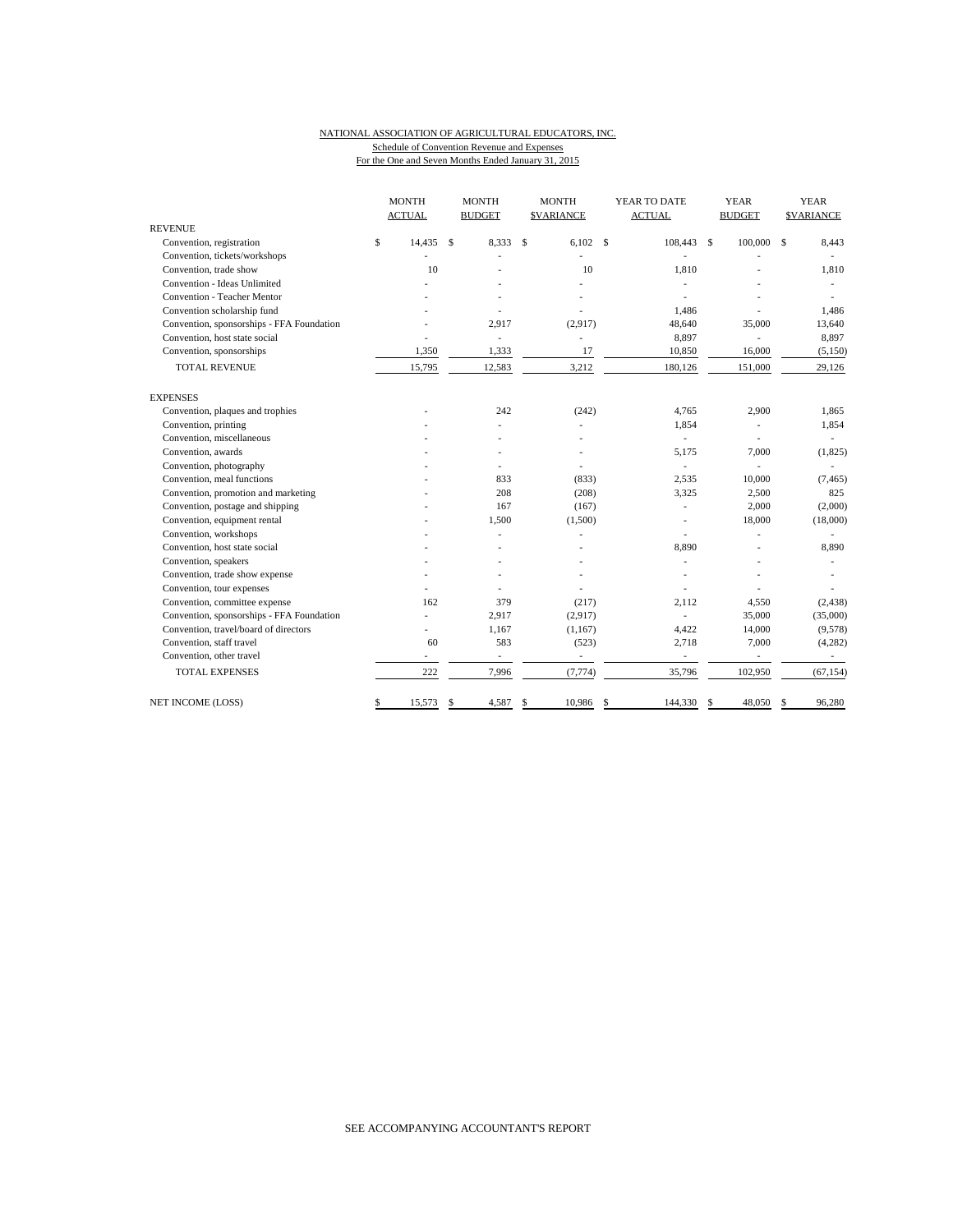NATIONAL ASSOCIATION OF AGRICULTURAL EDUCATORS, INC.

Schedule of Convention Revenue and Expenses

For the One and Seven Months Ended January 31, 2015

| | MONTH ACTUAL | MONTH BUDGET | MONTH $VARIANCE | YEAR TO DATE ACTUAL | YEAR BUDGET | YEAR $VARIANCE |
|---|---|---|---|---|---|---|
| REVENUE | | | | | | |
| Convention, registration | $ 14,435 | $ 8,333 | $ 6,102 | $ 108,443 | $ 100,000 | $ 8,443 |
| Convention, tickets/workshops | - | - | - | - | - | - |
| Convention, trade show | 10 | - | 10 | 1,810 | - | 1,810 |
| Convention - Ideas Unlimited | - | - | - | - | - | - |
| Convention - Teacher Mentor | - | - | - | - | - | - |
| Convention scholarship fund | - | - | - | 1,486 | - | 1,486 |
| Convention, sponsorships - FFA Foundation | - | 2,917 | (2,917) | 48,640 | 35,000 | 13,640 |
| Convention, host state social | - | - | - | 8,897 | - | 8,897 |
| Convention, sponsorships | 1,350 | 1,333 | 17 | 10,850 | 16,000 | (5,150) |
| TOTAL REVENUE | 15,795 | 12,583 | 3,212 | 180,126 | 151,000 | 29,126 |
| EXPENSES | | | | | | |
| Convention, plaques and trophies | - | 242 | (242) | 4,765 | 2,900 | 1,865 |
| Convention, printing | - | - | - | 1,854 | - | 1,854 |
| Convention, miscellaneous | - | - | - | - | - | - |
| Convention, awards | - | - | - | 5,175 | 7,000 | (1,825) |
| Convention, photography | - | - | - | - | - | - |
| Convention, meal functions | - | 833 | (833) | 2,535 | 10,000 | (7,465) |
| Convention, promotion and marketing | - | 208 | (208) | 3,325 | 2,500 | 825 |
| Convention, postage and shipping | - | 167 | (167) | - | 2,000 | (2,000) |
| Convention, equipment rental | - | 1,500 | (1,500) | - | 18,000 | (18,000) |
| Convention, workshops | - | - | - | - | - | - |
| Convention, host state social | - | - | - | 8,890 | - | 8,890 |
| Convention, speakers | - | - | - | - | - | - |
| Convention, trade show expense | - | - | - | - | - | - |
| Convention, tour expenses | - | - | - | - | - | - |
| Convention, committee expense | 162 | 379 | (217) | 2,112 | 4,550 | (2,438) |
| Convention, sponsorships - FFA Foundation | - | 2,917 | (2,917) | - | 35,000 | (35,000) |
| Convention, travel/board of directors | - | 1,167 | (1,167) | 4,422 | 14,000 | (9,578) |
| Convention, staff travel | 60 | 583 | (523) | 2,718 | 7,000 | (4,282) |
| Convention, other travel | - | - | - | - | - | - |
| TOTAL EXPENSES | 222 | 7,996 | (7,774) | 35,796 | 102,950 | (67,154) |
| NET INCOME (LOSS) | $ 15,573 | $ 4,587 | $ 10,986 | $ 144,330 | $ 48,050 | $ 96,280 |

SEE ACCOMPANYING ACCOUNTANT'S REPORT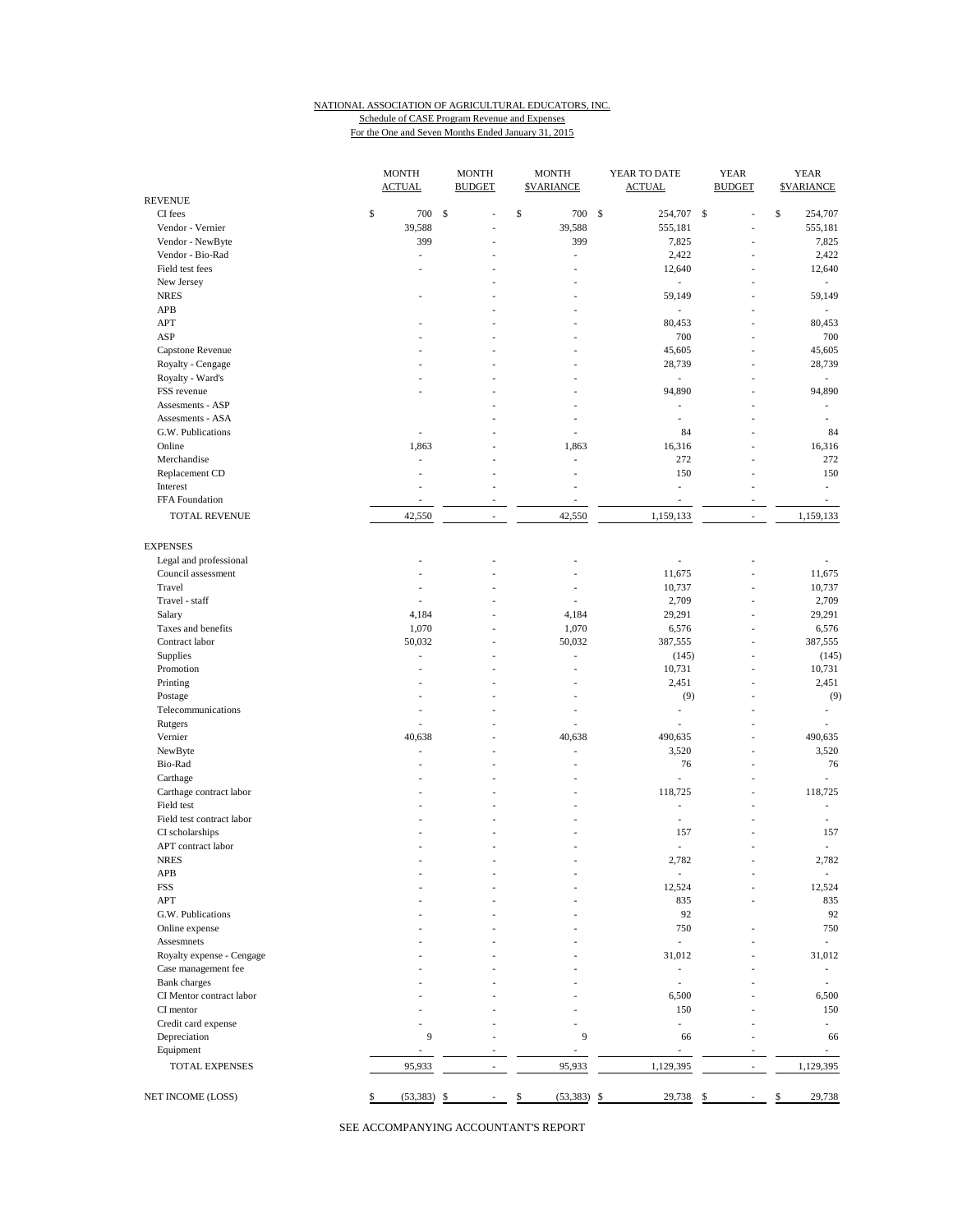NATIONAL ASSOCIATION OF AGRICULTURAL EDUCATORS, INC.
Schedule of CASE Program Revenue and Expenses
For the One and Seven Months Ended January 31, 2015

| | MONTH ACTUAL | MONTH BUDGET | MONTH $VARIANCE | YEAR TO DATE ACTUAL | YEAR BUDGET | YEAR $VARIANCE |
|---|---|---|---|---|---|---|
| **REVENUE** | | | | | | |
| CI fees | $ 700 | $ - | $ 700 | $ 254,707 | $ - | $ 254,707 |
| Vendor - Vernier | 39,588 | - | 39,588 | 555,181 | - | 555,181 |
| Vendor - NewByte | 399 | - | 399 | 7,825 | - | 7,825 |
| Vendor - Bio-Rad | - | - | - | 2,422 | - | 2,422 |
| Field test fees | - | - | - | 12,640 | - | 12,640 |
| New Jersey | | - | - | - | - | - |
| NRES | - | - | - | 59,149 | - | 59,149 |
| APB | | - | - | - | - | - |
| APT | - | - | - | 80,453 | - | 80,453 |
| ASP | - | - | - | 700 | - | 700 |
| Capstone Revenue | - | - | - | 45,605 | - | 45,605 |
| Royalty - Cengage | - | - | - | 28,739 | - | 28,739 |
| Royalty - Ward's | - | - | - | - | - | - |
| FSS revenue | - | - | - | 94,890 | - | 94,890 |
| Assesments - ASP | | - | - | - | - | - |
| Assesments - ASA | | - | - | - | - | - |
| G.W. Publications | - | - | - | 84 | - | 84 |
| Online | 1,863 | - | 1,863 | 16,316 | - | 16,316 |
| Merchandise | - | - | - | 272 | - | 272 |
| Replacement CD | - | - | - | 150 | - | 150 |
| Interest | - | - | - | - | - | - |
| FFA Foundation | - | - | - | - | - | - |
| TOTAL REVENUE | 42,550 | - | 42,550 | 1,159,133 | - | 1,159,133 |
| **EXPENSES** | | | | | | |
| Legal and professional | - | - | - | - | - | - |
| Council assessment | - | - | - | 11,675 | - | 11,675 |
| Travel | - | - | - | 10,737 | - | 10,737 |
| Travel - staff | - | - | - | 2,709 | - | 2,709 |
| Salary | 4,184 | - | 4,184 | 29,291 | - | 29,291 |
| Taxes and benefits | 1,070 | - | 1,070 | 6,576 | - | 6,576 |
| Contract labor | 50,032 | - | 50,032 | 387,555 | - | 387,555 |
| Supplies | - | - | - | (145) | - | (145) |
| Promotion | - | - | - | 10,731 | - | 10,731 |
| Printing | - | - | - | 2,451 | - | 2,451 |
| Postage | - | - | - | (9) | - | (9) |
| Telecommunications | - | - | - | - | - | - |
| Rutgers | - | - | - | - | - | - |
| Vernier | 40,638 | - | 40,638 | 490,635 | - | 490,635 |
| NewByte | - | - | - | 3,520 | - | 3,520 |
| Bio-Rad | - | - | - | 76 | - | 76 |
| Carthage | - | - | - | - | - | - |
| Carthage contract labor | - | - | - | 118,725 | - | 118,725 |
| Field test | - | - | - | - | - | - |
| Field test contract labor | - | - | - | - | - | - |
| CI scholarships | - | - | - | 157 | - | 157 |
| APT contract labor | - | - | - | - | - | - |
| NRES | - | - | - | 2,782 | - | 2,782 |
| APB | - | - | - | - | - | - |
| FSS | - | - | - | 12,524 | - | 12,524 |
| APT | - | - | - | 835 | - | 835 |
| G.W. Publications | - | - | - | 92 | | 92 |
| Online expense | - | - | - | 750 | - | 750 |
| Assesmnets | - | - | - | - | - | - |
| Royalty expense - Cengage | - | - | - | 31,012 | - | 31,012 |
| Case management fee | - | - | - | - | - | - |
| Bank charges | - | - | - | - | - | - |
| CI Mentor contract labor | - | - | - | 6,500 | - | 6,500 |
| CI mentor | - | - | - | 150 | - | 150 |
| Credit card expense | - | - | - | - | - | - |
| Depreciation | 9 | - | 9 | 66 | - | 66 |
| Equipment | - | - | - | - | - | - |
| TOTAL EXPENSES | 95,933 | - | 95,933 | 1,129,395 | - | 1,129,395 |
| NET INCOME (LOSS) | $ (53,383) | $ - | $ (53,383) | $ 29,738 | $ - | $ 29,738 |

SEE ACCOMPANYING ACCOUNTANT'S REPORT